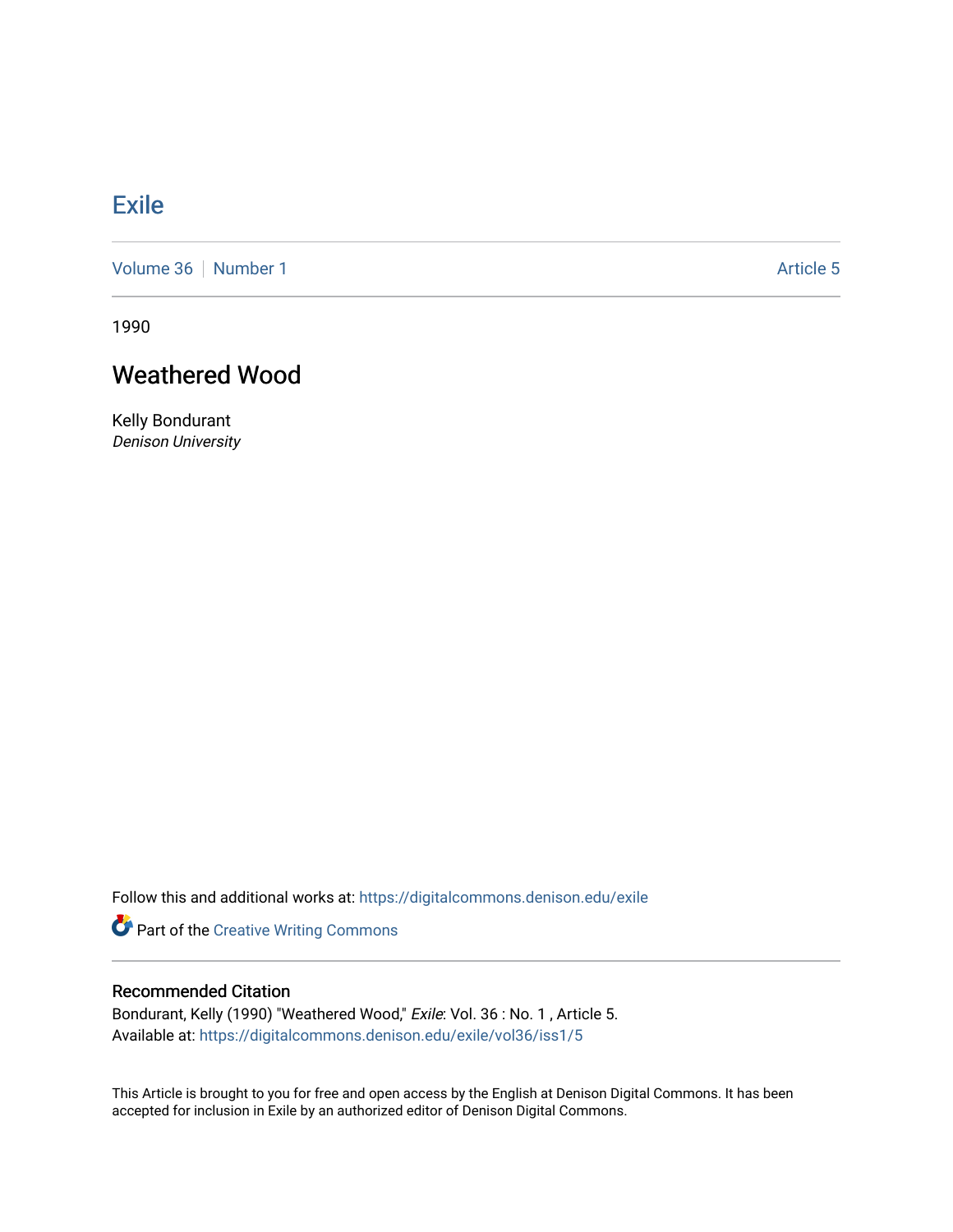# Exile

Volume 36 | Number 1 | Article 5

1990

## Weathered Wood

Kelly Bondurant
*Denison University*

Follow this and additional works at: https://digitalcommons.denison.edu/exile

Part of the Creative Writing Commons

### Recommended Citation

Bondurant, Kelly (1990) "Weathered Wood," *Exile*: Vol. 36 : No. 1 , Article 5.
Available at: https://digitalcommons.denison.edu/exile/vol36/iss1/5

This Article is brought to you for free and open access by the English at Denison Digital Commons. It has been accepted for inclusion in Exile by an authorized editor of Denison Digital Commons.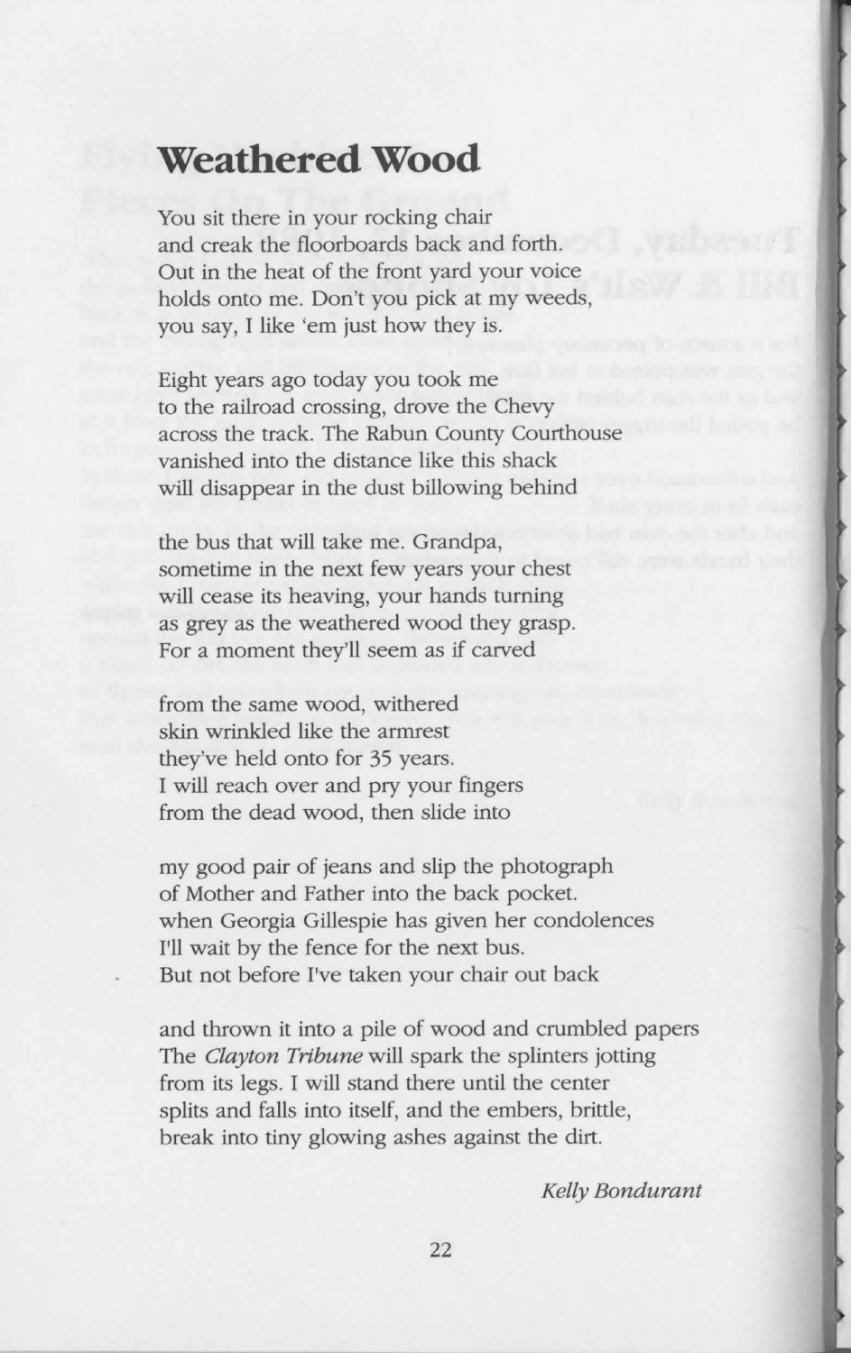# Weathered Wood

You sit there in your rocking chair
and creak the floorboards back and forth.
Out in the heat of the front yard your voice
holds onto me. Don't you pick at my weeds,
you say, I like 'em just how they is.

Eight years ago today you took me
to the railroad crossing, drove the Chevy
across the track. The Rabun County Courthouse
vanished into the distance like this shack
will disappear in the dust billowing behind

the bus that will take me. Grandpa,
sometime in the next few years your chest
will cease its heaving, your hands turning
as grey as the weathered wood they grasp.
For a moment they'll seem as if carved

from the same wood, withered
skin wrinkled like the armrest
they've held onto for 35 years.
I will reach over and pry your fingers
from the dead wood, then slide into

my good pair of jeans and slip the photograph
of Mother and Father into the back pocket.
when Georgia Gillespie has given her condolences
I'll wait by the fence for the next bus.
But not before I've taken your chair out back

and thrown it into a pile of wood and crumbled papers
The *Clayton Tribune* will spark the splinters jotting
from its legs. I will stand there until the center
splits and falls into itself, and the embers, brittle,
break into tiny glowing ashes against the dirt.

*Kelly Bondurant*